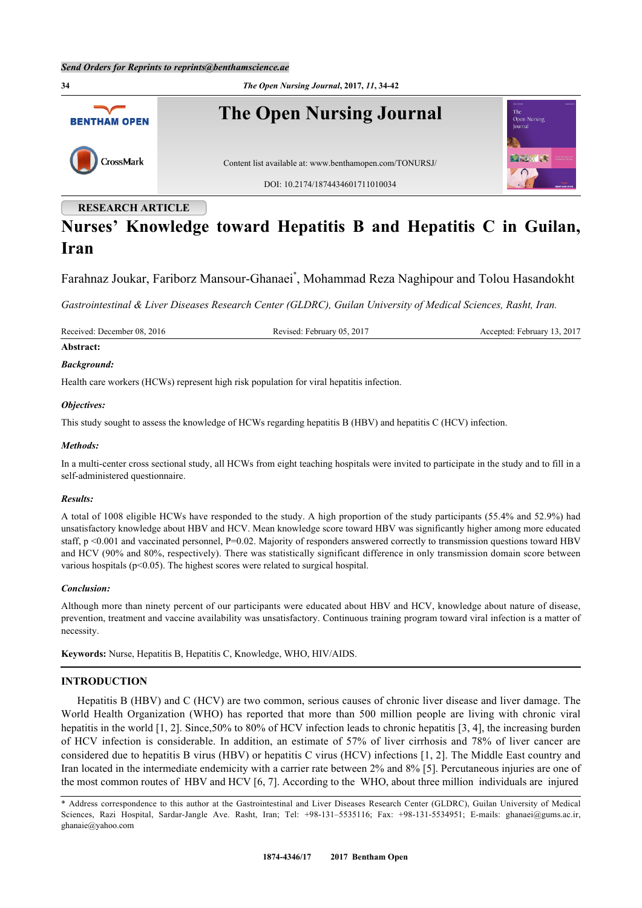RESEARCH ARTICLE

# Nurses' Knowledge toward Hepatitis B and Hepatitis C in Guilan, Iran

Farahnaz Joukar, Fariborz Mansour-Ghanaei*, Mohammad Reza Naghipour and Tolou Hasandokht

*Gastrointestinal & Liver Diseases Research Center (GLDRC), Guilan University of Medical Sciences, Rasht, Iran.*

Received: December 08, 2016 | Revised: February 05, 2017 | Accepted: February 13, 2017

**Abstract:**

***Background:***

Health care workers (HCWs) represent high risk population for viral hepatitis infection.

***Objectives:***

This study sought to assess the knowledge of HCWs regarding hepatitis B (HBV) and hepatitis C (HCV) infection.

***Methods:***

In a multi-center cross sectional study, all HCWs from eight teaching hospitals were invited to participate in the study and to fill in a self-administered questionnaire.

***Results:***

A total of 1008 eligible HCWs have responded to the study. A high proportion of the study participants (55.4% and 52.9%) had unsatisfactory knowledge about HBV and HCV. Mean knowledge score toward HBV was significantly higher among more educated staff, $p < 0.001$ and vaccinated personnel, $P = 0.02$. Majority of responders answered correctly to transmission questions toward HBV and HCV (90% and 80%, respectively). There was statistically significant difference in only transmission domain score between various hospitals ($p < 0.05$). The highest scores were related to surgical hospital.

***Conclusion:***

Although more than ninety percent of our participants were educated about HBV and HCV, knowledge about nature of disease, prevention, treatment and vaccine availability was unsatisfactory. Continuous training program toward viral infection is a matter of necessity.

**Keywords:** Nurse, Hepatitis B, Hepatitis C, Knowledge, WHO, HIV/AIDS.

## INTRODUCTION

Hepatitis B (HBV) and C (HCV) are two common, serious causes of chronic liver disease and liver damage. The World Health Organization (WHO) has reported that more than 500 million people are living with chronic viral hepatitis in the world [1, 2]. Since,50% to 80% of HCV infection leads to chronic hepatitis [3, 4], the increasing burden of HCV infection is considerable. In addition, an estimate of 57% of liver cirrhosis and 78% of liver cancer are considered due to hepatitis B virus (HBV) or hepatitis C virus (HCV) infections [1, 2]. The Middle East country and Iran located in the intermediate endemicity with a carrier rate between 2% and 8% [5]. Percutaneous injuries are one of the most common routes of HBV and HCV [6, 7]. According to the WHO, about three million individuals are injured

\* Address correspondence to this author at the Gastrointestinal and Liver Diseases Research Center (GLDRC), Guilan University of Medical Sciences, Razi Hospital, Sardar-Jangle Ave. Rasht, Iran; Tel: +98-131–5535116; Fax: +98-131-5534951; E-mails: ghanaei@gums.ac.ir, ghanaie@yahoo.com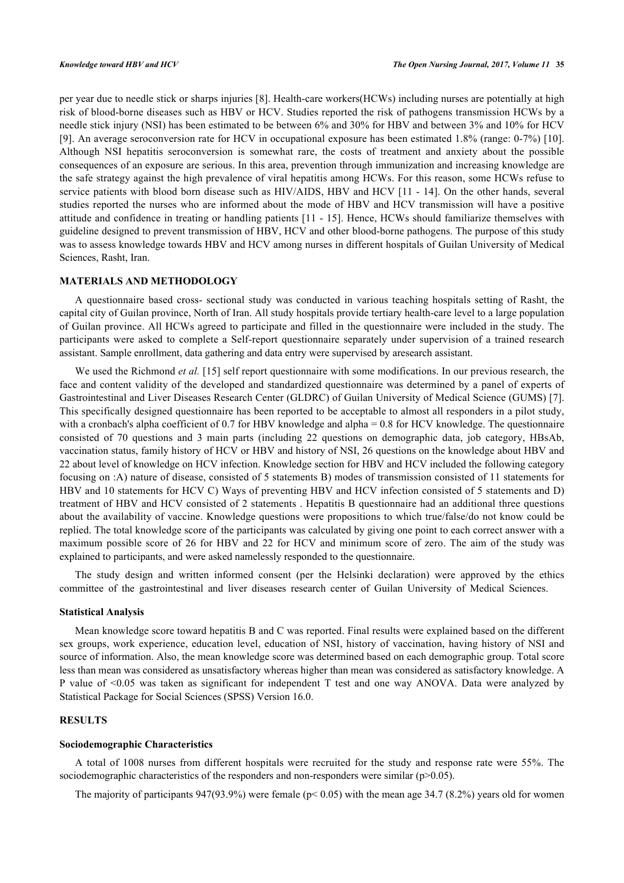per year due to needle stick or sharps injuries [8]. Health-care workers(HCWs) including nurses are potentially at high risk of blood-borne diseases such as HBV or HCV. Studies reported the risk of pathogens transmission HCWs by a needle stick injury (NSI) has been estimated to be between 6% and 30% for HBV and between 3% and 10% for HCV [9]. An average seroconversion rate for HCV in occupational exposure has been estimated 1.8% (range: 0-7%) [10]. Although NSI hepatitis seroconversion is somewhat rare, the costs of treatment and anxiety about the possible consequences of an exposure are serious. In this area, prevention through immunization and increasing knowledge are the safe strategy against the high prevalence of viral hepatitis among HCWs. For this reason, some HCWs refuse to service patients with blood born disease such as HIV/AIDS, HBV and HCV [11 - 14]. On the other hands, several studies reported the nurses who are informed about the mode of HBV and HCV transmission will have a positive attitude and confidence in treating or handling patients [11 - 15]. Hence, HCWs should familiarize themselves with guideline designed to prevent transmission of HBV, HCV and other blood-borne pathogens. The purpose of this study was to assess knowledge towards HBV and HCV among nurses in different hospitals of Guilan University of Medical Sciences, Rasht, Iran.

## MATERIALS AND METHODOLOGY

A questionnaire based cross- sectional study was conducted in various teaching hospitals setting of Rasht, the capital city of Guilan province, North of Iran. All study hospitals provide tertiary health-care level to a large population of Guilan province. All HCWs agreed to participate and filled in the questionnaire were included in the study. The participants were asked to complete a Self-report questionnaire separately under supervision of a trained research assistant. Sample enrollment, data gathering and data entry were supervised by aresearch assistant.

We used the Richmond *et al.* [15] self report questionnaire with some modifications. In our previous research, the face and content validity of the developed and standardized questionnaire was determined by a panel of experts of Gastrointestinal and Liver Diseases Research Center (GLDRC) of Guilan University of Medical Science (GUMS) [7]. This specifically designed questionnaire has been reported to be acceptable to almost all responders in a pilot study, with a cronbach's alpha coefficient of 0.7 for HBV knowledge and alpha = 0.8 for HCV knowledge. The questionnaire consisted of 70 questions and 3 main parts (including 22 questions on demographic data, job category, HBsAb, vaccination status, family history of HCV or HBV and history of NSI, 26 questions on the knowledge about HBV and 22 about level of knowledge on HCV infection. Knowledge section for HBV and HCV included the following category focusing on :A) nature of disease, consisted of 5 statements B) modes of transmission consisted of 11 statements for HBV and 10 statements for HCV C) Ways of preventing HBV and HCV infection consisted of 5 statements and D) treatment of HBV and HCV consisted of 2 statements . Hepatitis B questionnaire had an additional three questions about the availability of vaccine. Knowledge questions were propositions to which true/false/do not know could be replied. The total knowledge score of the participants was calculated by giving one point to each correct answer with a maximum possible score of 26 for HBV and 22 for HCV and minimum score of zero. The aim of the study was explained to participants, and were asked namelessly responded to the questionnaire.

The study design and written informed consent (per the Helsinki declaration) were approved by the ethics committee of the gastrointestinal and liver diseases research center of Guilan University of Medical Sciences.

### Statistical Analysis

Mean knowledge score toward hepatitis B and C was reported. Final results were explained based on the different sex groups, work experience, education level, education of NSI, history of vaccination, having history of NSI and source of information. Also, the mean knowledge score was determined based on each demographic group. Total score less than mean was considered as unsatisfactory whereas higher than mean was considered as satisfactory knowledge. A P value of <0.05 was taken as significant for independent T test and one way ANOVA. Data were analyzed by Statistical Package for Social Sciences (SPSS) Version 16.0.

## RESULTS

### Sociodemographic Characteristics

A total of 1008 nurses from different hospitals were recruited for the study and response rate were 55%. The sociodemographic characteristics of the responders and non-responders were similar ($p>0.05$).

The majority of participants 947(93.9%) were female ($p< 0.05$) with the mean age 34.7 (8.2%) years old for women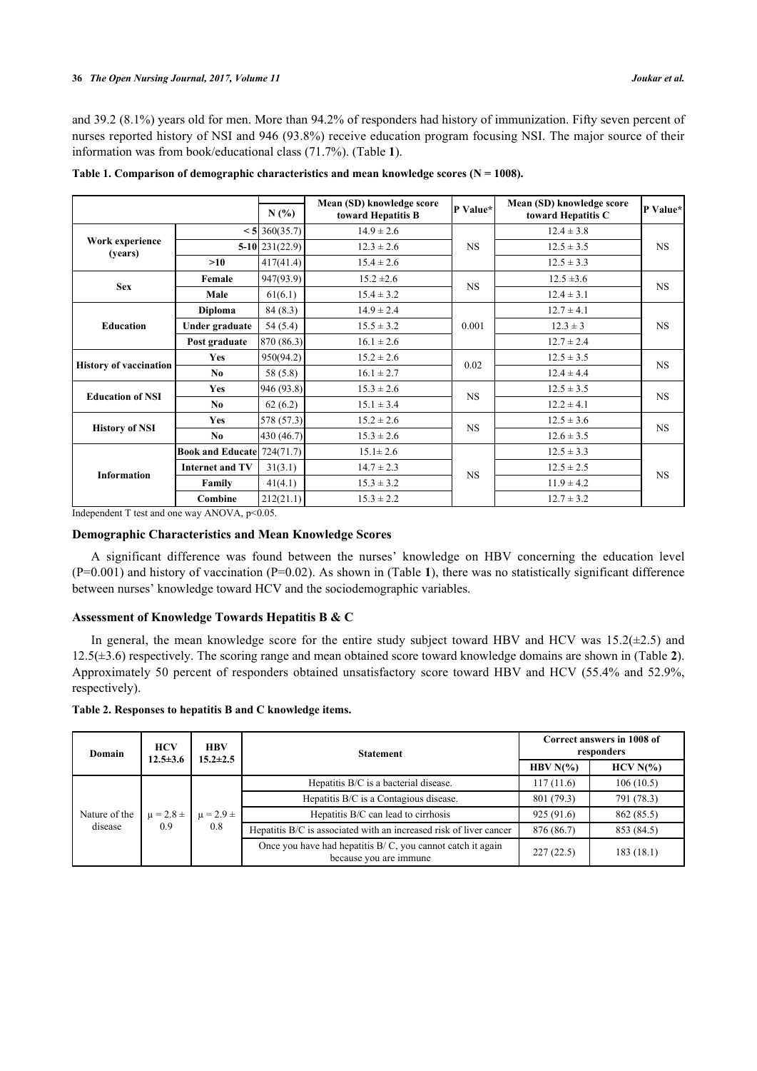and 39.2 (8.1%) years old for men. More than 94.2% of responders had history of immunization. Fifty seven percent of nurses reported history of NSI and 946 (93.8%) receive education program focusing NSI. The major source of their information was from book/educational class (71.7%). (Table **1**).

**Table 1. Comparison of demographic characteristics and mean knowledge scores (N = 1008).**

| | | N (%) | Mean (SD) knowledge score toward Hepatitis B | P Value* | Mean (SD) knowledge score toward Hepatitis C | P Value* |
|---|---|---|---|---|---|---|
| Work experience (years) | < 5 | 360(35.7) | 14.9 ± 2.6 | NS | 12.4 ± 3.8 | NS |
| | 5-10 | 231(22.9) | 12.3 ± 2.6 | | 12.5 ± 3.5 | |
| | >10 | 417(41.4) | 15.4 ± 2.6 | | 12.5 ± 3.3 | |
| Sex | Female | 947(93.9) | 15.2 ±2.6 | NS | 12.5 ±3.6 | NS |
| | Male | 61(6.1) | 15.4 ± 3.2 | | 12.4 ± 3.1 | |
| Education | Diploma | 84 (8.3) | 14.9 ± 2.4 | 0.001 | 12.7 ± 4.1 | NS |
| | Under graduate | 54 (5.4) | 15.5 ± 3.2 | | 12.3 ± 3 | |
| | Post graduate | 870 (86.3) | 16.1 ± 2.6 | | 12.7 ± 2.4 | |
| History of vaccination | Yes | 950(94.2) | 15.2 ± 2.6 | 0.02 | 12.5 ± 3.5 | NS |
| | No | 58 (5.8) | 16.1 ± 2.7 | | 12.4 ± 4.4 | |
| Education of NSI | Yes | 946 (93.8) | 15.3 ± 2.6 | NS | 12.5 ± 3.5 | NS |
| | No | 62 (6.2) | 15.1 ± 3.4 | | 12.2 ± 4.1 | |
| History of NSI | Yes | 578 (57.3) | 15.2 ± 2.6 | NS | 12.5 ± 3.6 | NS |
| | No | 430 (46.7) | 15.3 ± 2.6 | | 12.6 ± 3.5 | |
| Information | Book and Educate | 724(71.7) | 15.1± 2.6 | NS | 12.5 ± 3.3 | NS |
| | Internet and TV | 31(3.1) | 14.7 ± 2.3 | | 12.5 ± 2.5 | |
| | Family | 41(4.1) | 15.3 ± 3.2 | | 11.9 ± 4.2 | |
| | Combine | 212(21.1) | 15.3 ± 2.2 | | 12.7 ± 3.2 | |

Independent T test and one way ANOVA, p<0.05.

### Demographic Characteristics and Mean Knowledge Scores

A significant difference was found between the nurses' knowledge on HBV concerning the education level (P=0.001) and history of vaccination (P=0.02). As shown in (Table **1**), there was no statistically significant difference between nurses' knowledge toward HCV and the sociodemographic variables.

### Assessment of Knowledge Towards Hepatitis B & C

In general, the mean knowledge score for the entire study subject toward HBV and HCV was 15.2(±2.5) and 12.5(±3.6) respectively. The scoring range and mean obtained score toward knowledge domains are shown in (Table **2**). Approximately 50 percent of responders obtained unsatisfactory score toward HBV and HCV (55.4% and 52.9%, respectively).

**Table 2. Responses to hepatitis B and C knowledge items.**

| Domain | HCV 12.5±3.6 | HBV 15.2±2.5 | Statement | Correct answers in 1008 of responders | |
|---|---|---|---|---|---|
| | | | | HBV N(%) | HCV N(%) |
| Nature of the disease | $\mu = 2.8 \pm 0.9$ | $\mu = 2.9 \pm 0.8$ | Hepatitis B/C is a bacterial disease. | 117 (11.6) | 106 (10.5) |
| | | | Hepatitis B/C is a Contagious disease. | 801 (79.3) | 791 (78.3) |
| | | | Hepatitis B/C can lead to cirrhosis | 925 (91.6) | 862 (85.5) |
| | | | Hepatitis B/C is associated with an increased risk of liver cancer | 876 (86.7) | 853 (84.5) |
| | | | Once you have had hepatitis B/ C, you cannot catch it again because you are immune | 227 (22.5) | 183 (18.1) |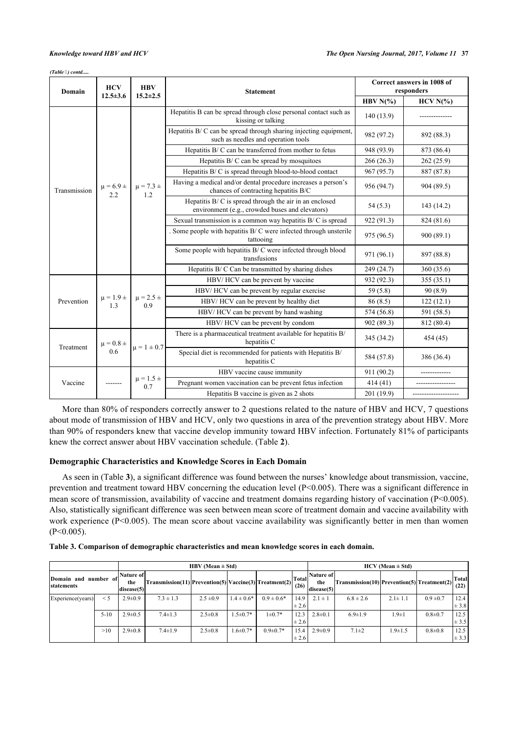*(Table ) contd.....*

| Domain | HCV 12.5±3.6 | HBV 15.2±2.5 | Statement | Correct answers in 1008 of responders | |
|---|---|---|---|---|---|
| | | | | HBV N(%) | HCV N(%) |
| Transmission | μ = 6.9 ± 2.2 | μ = 7.3 ± 1.2 | Hepatitis B can be spread through close personal contact such as kissing or talking | 140 (13.9) | -------------- |
| | | | Hepatitis B/ C can be spread through sharing injecting equipment, such as needles and operation tools | 982 (97.2) | 892 (88.3) |
| | | | Hepatitis B/ C can be transferred from mother to fetus | 948 (93.9) | 873 (86.4) |
| | | | Hepatitis B/ C can be spread by mosquitoes | 266 (26.3) | 262 (25.9) |
| | | | Hepatitis B/ C is spread through blood-to-blood contact | 967 (95.7) | 887 (87.8) |
| | | | Having a medical and/or dental procedure increases a person's chances of contracting hepatitis B/C | 956 (94.7) | 904 (89.5) |
| | | | Hepatitis B/ C is spread through the air in an enclosed environment (e.g., crowded buses and elevators) | 54 (5.3) | 143 (14.2) |
| | | | Sexual transmission is a common way hepatitis B/ C is spread | 922 (91.3) | 824 (81.6) |
| | | | . Some people with hepatitis B/ C were infected through unsterile tattooing | 975 (96.5) | 900 (89.1) |
| | | | Some people with hepatitis B/ C were infected through blood transfusions | 971 (96.1) | 897 (88.8) |
| | | | Hepatitis B/ C Can be transmitted by sharing dishes | 249 (24.7) | 360 (35.6) |
| Prevention | μ = 1.9 ± 1.3 | μ = 2.5 ± 0.9 | HBV/ HCV can be prevent by vaccine | 932 (92.3) | 355 (35.1) |
| | | | HBV/ HCV can be prevent by regular exercise | 59 (5.8) | 90 (8.9) |
| | | | HBV/ HCV can be prevent by healthy diet | 86 (8.5) | 122 (12.1) |
| | | | HBV/ HCV can be prevent by hand washing | 574 (56.8) | 591 (58.5) |
| | | | HBV/ HCV can be prevent by condom | 902 (89.3) | 812 (80.4) |
| Treatment | μ = 0.8 ± 0.6 | μ = 1 ± 0.7 | There is a pharmaceutical treatment available for hepatitis B/ hepatitis C | 345 (34.2) | 454 (45) |
| | | | Special diet is recommended for patients with Hepatitis B/ hepatitis C | 584 (57.8) | 386 (36.4) |
| Vaccine | ------- | μ = 1.5 ± 0.7 | HBV vaccine cause immunity | 911 (90.2) | ------------- |
| | | | Pregnant women vaccination can be prevent fetus infection | 414 (41) | ----------------- |
| | | | Hepatitis B vaccine is given as 2 shots | 201 (19.9) | -------------------- |

More than 80% of responders correctly answer to 2 questions related to the nature of HBV and HCV, 7 questions about mode of transmission of HBV and HCV, only two questions in area of the prevention strategy about HBV. More than 90% of responders knew that vaccine develop immunity toward HBV infection. Fortunately 81% of participants knew the correct answer about HBV vaccination schedule. (Table **2**).

### Demographic Characteristics and Knowledge Scores in Each Domain

As seen in (Table **3**), a significant difference was found between the nurses' knowledge about transmission, vaccine, prevention and treatment toward HBV concerning the education level (P<0.005). There was a significant difference in mean score of transmission, availability of vaccine and treatment domains regarding history of vaccination (P<0.005). Also, statistically significant difference was seen between mean score of treatment domain and vaccine availability with work experience (P<0.005). The mean score about vaccine availability was significantly better in men than women (P<0.005).

**Table 3. Comparison of demographic characteristics and mean knowledge scores in each domain.**

| | | HBV (Mean ± Std) | | | | | | HCV (Mean ± Std) | | | | |
|---|---|---|---|---|---|---|---|---|---|---|---|---|
| Domain and number of statements | | Nature of the disease(5) | Transmission(11) | Prevention(5) | Vaccine(3) | Treatment(2) | Total (26) | Nature of the disease(5) | Transmission(10) | Prevention(5) | Treatment(2) | Total (22) |
| Experience(years) | < 5 | 2.9±0.9 | 7.3 ± 1.3 | 2.5 ±0.9 | 1.4 ± 0.6* | 0.9 ± 0.6* | 14.9 ± 2.6 | 2.1 ± 1 | 6.8 ± 2.6 | 2.1± 1.1 | 0.9 ±0.7 | 12.4 ± 3.8 |
| | 5-10 | 2.9±0.5 | 7.4±1.3 | 2.5±0.8 | 1.5±0.7* | 1±0.7* | 12.3 ± 2.6 | 2.8±0.1 | 6.9±1.9 | 1.9±1 | 0.8±0.7 | 12.5 ± 3.5 |
| | >10 | 2.9±0.8 | 7.4±1.9 | 2.5±0.8 | 1.6±0.7* | 0.9±0.7* | 15.4 ± 2.6 | 2.9±0.9 | 7.1±2 | 1.9±1.5 | 0.8±0.8 | 12.5 ± 3.3 |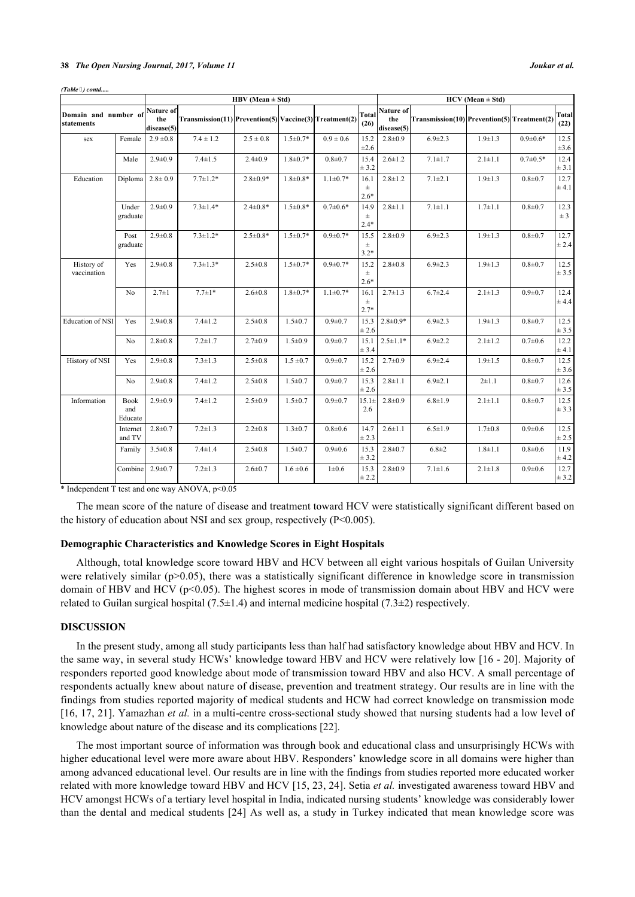*(Table ) contd.....*

| Domain and number of statements | | HBV (Mean ± Std) | | | | | | HCV (Mean ± Std) | | | | |
|---|---|---|---|---|---|---|---|---|---|---|---|---|
| | | Nature of the disease(5) | Transmission(11) | Prevention(5) | Vaccine(3) | Treatment(2) | Total (26) | Nature of the disease(5) | Transmission(10) | Prevention(5) | Treatment(2) | Total (22) |
| sex | Female | 2.9 ±0.8 | 7.4 ± 1.2 | 2.5 ± 0.8 | 1.5±0.7* | 0.9 ± 0.6 | 15.2 ±2.6 | 2.8±0.9 | 6.9±2.3 | 1.9±1.3 | 0.9±0.6* | 12.5 ±3.6 |
| | Male | 2.9±0.9 | 7.4±1.5 | 2.4±0.9 | 1.8±0.7* | 0.8±0.7 | 15.4 ± 3.2 | 2.6±1.2 | 7.1±1.7 | 2.1±1.1 | 0.7±0.5* | 12.4 ± 3.1 |
| Education | Diploma | 2.8± 0.9 | 7.7±1.2* | 2.8±0.9* | 1.8±0.8* | 1.1±0.7* | 16.1 ± 2.6* | 2.8±1.2 | 7.1±2.1 | 1.9±1.3 | 0.8±0.7 | 12.7 ± 4.1 |
| | Under graduate | 2.9±0.9 | 7.3±1.4* | 2.4±0.8* | 1.5±0.8* | 0.7±0.6* | 14.9 ± 2.4* | 2.8±1.1 | 7.1±1.1 | 1.7±1.1 | 0.8±0.7 | 12.3 ± 3 |
| | Post graduate | 2.9±0.8 | 7.3±1.2* | 2.5±0.8* | 1.5±0.7* | 0.9±0.7* | 15.5 ± 3.2* | 2.8±0.9 | 6.9±2.3 | 1.9±1.3 | 0.8±0.7 | 12.7 ± 2.4 |
| History of vaccination | Yes | 2.9±0.8 | 7.3±1.3* | 2.5±0.8 | 1.5±0.7* | 0.9±0.7* | 15.2 ± 2.6* | 2.8±0.8 | 6.9±2.3 | 1.9±1.3 | 0.8±0.7 | 12.5 ± 3.5 |
| | No | 2.7±1 | 7.7±1* | 2.6±0.8 | 1.8±0.7* | 1.1±0.7* | 16.1 ± 2.7* | 2.7±1.3 | 6.7±2.4 | 2.1±1.3 | 0.9±0.7 | 12.4 ± 4.4 |
| Education of NSI | Yes | 2.9±0.8 | 7.4±1.2 | 2.5±0.8 | 1.5±0.7 | 0.9±0.7 | 15.3 ± 2.6 | 2.8±0.9* | 6.9±2.3 | 1.9±1.3 | 0.8±0.7 | 12.5 ± 3.5 |
| | No | 2.8±0.8 | 7.2±1.7 | 2.7±0.9 | 1.5±0.9 | 0.9±0.7 | 15.1 ± 3.4 | 2.5±1.1* | 6.9±2.2 | 2.1±1.2 | 0.7±0.6 | 12.2 ± 4.1 |
| History of NSI | Yes | 2.9±0.8 | 7.3±1.3 | 2.5±0.8 | 1.5 ±0.7 | 0.9±0.7 | 15.2 ± 2.6 | 2.7±0.9 | 6.9±2.4 | 1.9±1.5 | 0.8±0.7 | 12.5 ± 3.6 |
| | No | 2.9±0.8 | 7.4±1.2 | 2.5±0.8 | 1.5±0.7 | 0.9±0.7 | 15.3 ± 2.6 | 2.8±1.1 | 6.9±2.1 | 2±1.1 | 0.8±0.7 | 12.6 ± 3.5 |
| Information | Book and Educate | 2.9±0.9 | 7.4±1.2 | 2.5±0.9 | 1.5±0.7 | 0.9±0.7 | 15.1± 2.6 | 2.8±0.9 | 6.8±1.9 | 2.1±1.1 | 0.8±0.7 | 12.5 ± 3.3 |
| | Internet and TV | 2.8±0.7 | 7.2±1.3 | 2.2±0.8 | 1.3±0.7 | 0.8±0.6 | 14.7 ± 2.3 | 2.6±1.1 | 6.5±1.9 | 1.7±0.8 | 0.9±0.6 | 12.5 ± 2.5 |
| | Family | 3.5±0.8 | 7.4±1.4 | 2.5±0.8 | 1.5±0.7 | 0.9±0.6 | 15.3 ± 3.2 | 2.8±0.7 | 6.8±2 | 1.8±1.1 | 0.8±0.6 | 11.9 ± 4.2 |
| | Combine | 2.9±0.7 | 7.2±1.3 | 2.6±0.7 | 1.6 ±0.6 | 1±0.6 | 15.3 ± 2.2 | 2.8±0.9 | 7.1±1.6 | 2.1±1.8 | 0.9±0.6 | 12.7 ± 3.2 |

\* Independent T test and one way ANOVA, $p<0.05$

The mean score of the nature of disease and treatment toward HCV were statistically significant different based on the history of education about NSI and sex group, respectively ($P<0.005$).

### Demographic Characteristics and Knowledge Scores in Eight Hospitals

Although, total knowledge score toward HBV and HCV between all eight various hospitals of Guilan University were relatively similar ($p>0.05$), there was a statistically significant difference in knowledge score in transmission domain of HBV and HCV ($p<0.05$). The highest scores in mode of transmission domain about HBV and HCV were related to Guilan surgical hospital (7.5±1.4) and internal medicine hospital (7.3±2) respectively.

## DISCUSSION

In the present study, among all study participants less than half had satisfactory knowledge about HBV and HCV. In the same way, in several study HCWs' knowledge toward HBV and HCV were relatively low [16 - 20]. Majority of responders reported good knowledge about mode of transmission toward HBV and also HCV. A small percentage of respondents actually knew about nature of disease, prevention and treatment strategy. Our results are in line with the findings from studies reported majority of medical students and HCW had correct knowledge on transmission mode [16, 17, 21]. Yamazhan *et al.* in a multi-centre cross-sectional study showed that nursing students had a low level of knowledge about nature of the disease and its complications [22].

The most important source of information was through book and educational class and unsurprisingly HCWs with higher educational level were more aware about HBV. Responders' knowledge score in all domains were higher than among advanced educational level. Our results are in line with the findings from studies reported more educated worker related with more knowledge toward HBV and HCV [15, 23, 24]. Setia *et al.* investigated awareness toward HBV and HCV amongst HCWs of a tertiary level hospital in India, indicated nursing students' knowledge was considerably lower than the dental and medical students [24] As well as, a study in Turkey indicated that mean knowledge score was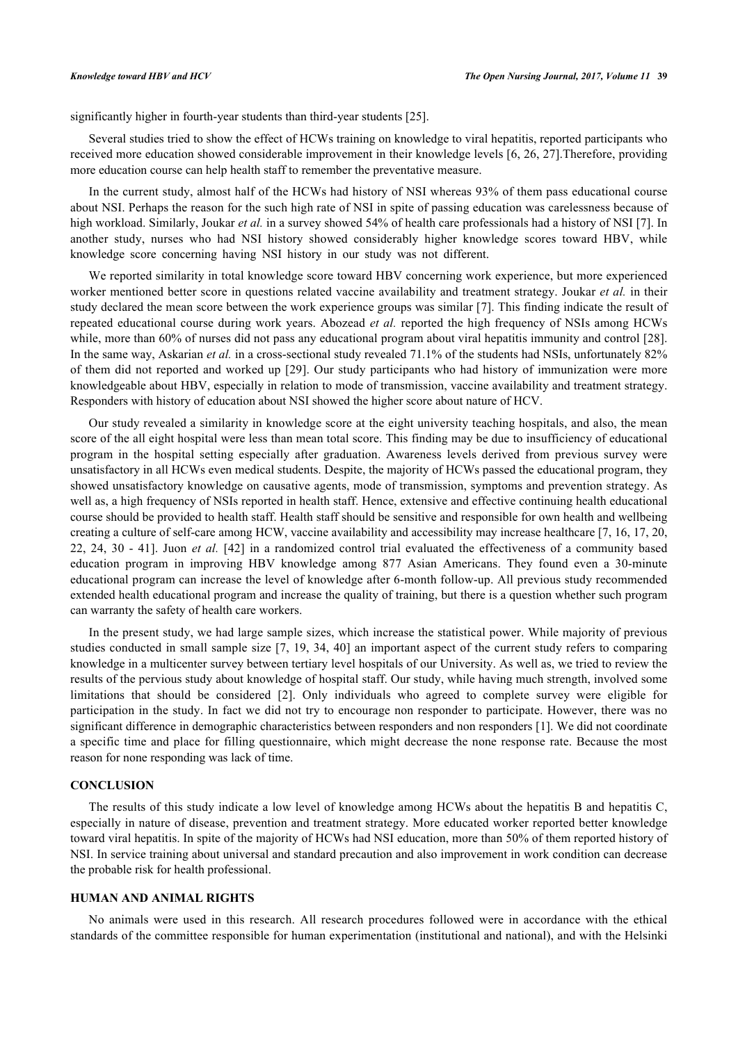significantly higher in fourth-year students than third-year students [25].

Several studies tried to show the effect of HCWs training on knowledge to viral hepatitis, reported participants who received more education showed considerable improvement in their knowledge levels [6, 26, 27].Therefore, providing more education course can help health staff to remember the preventative measure.

In the current study, almost half of the HCWs had history of NSI whereas 93% of them pass educational course about NSI. Perhaps the reason for the such high rate of NSI in spite of passing education was carelessness because of high workload. Similarly, Joukar *et al.* in a survey showed 54% of health care professionals had a history of NSI [7]. In another study, nurses who had NSI history showed considerably higher knowledge scores toward HBV, while knowledge score concerning having NSI history in our study was not different.

We reported similarity in total knowledge score toward HBV concerning work experience, but more experienced worker mentioned better score in questions related vaccine availability and treatment strategy. Joukar *et al.* in their study declared the mean score between the work experience groups was similar [7]. This finding indicate the result of repeated educational course during work years. Abozead *et al.* reported the high frequency of NSIs among HCWs while, more than 60% of nurses did not pass any educational program about viral hepatitis immunity and control [28]. In the same way, Askarian *et al.* in a cross-sectional study revealed 71.1% of the students had NSIs, unfortunately 82% of them did not reported and worked up [29]. Our study participants who had history of immunization were more knowledgeable about HBV, especially in relation to mode of transmission, vaccine availability and treatment strategy. Responders with history of education about NSI showed the higher score about nature of HCV.

Our study revealed a similarity in knowledge score at the eight university teaching hospitals, and also, the mean score of the all eight hospital were less than mean total score. This finding may be due to insufficiency of educational program in the hospital setting especially after graduation. Awareness levels derived from previous survey were unsatisfactory in all HCWs even medical students. Despite, the majority of HCWs passed the educational program, they showed unsatisfactory knowledge on causative agents, mode of transmission, symptoms and prevention strategy. As well as, a high frequency of NSIs reported in health staff. Hence, extensive and effective continuing health educational course should be provided to health staff. Health staff should be sensitive and responsible for own health and wellbeing creating a culture of self-care among HCW, vaccine availability and accessibility may increase healthcare [7, 16, 17, 20, 22, 24, 30 - 41]. Juon *et al.* [42] in a randomized control trial evaluated the effectiveness of a community based education program in improving HBV knowledge among 877 Asian Americans. They found even a 30-minute educational program can increase the level of knowledge after 6-month follow-up. All previous study recommended extended health educational program and increase the quality of training, but there is a question whether such program can warranty the safety of health care workers.

In the present study, we had large sample sizes, which increase the statistical power. While majority of previous studies conducted in small sample size [7, 19, 34, 40] an important aspect of the current study refers to comparing knowledge in a multicenter survey between tertiary level hospitals of our University. As well as, we tried to review the results of the pervious study about knowledge of hospital staff. Our study, while having much strength, involved some limitations that should be considered [2]. Only individuals who agreed to complete survey were eligible for participation in the study. In fact we did not try to encourage non responder to participate. However, there was no significant difference in demographic characteristics between responders and non responders [1]. We did not coordinate a specific time and place for filling questionnaire, which might decrease the none response rate. Because the most reason for none responding was lack of time.

## CONCLUSION

The results of this study indicate a low level of knowledge among HCWs about the hepatitis B and hepatitis C, especially in nature of disease, prevention and treatment strategy. More educated worker reported better knowledge toward viral hepatitis. In spite of the majority of HCWs had NSI education, more than 50% of them reported history of NSI. In service training about universal and standard precaution and also improvement in work condition can decrease the probable risk for health professional.

## HUMAN AND ANIMAL RIGHTS

No animals were used in this research. All research procedures followed were in accordance with the ethical standards of the committee responsible for human experimentation (institutional and national), and with the Helsinki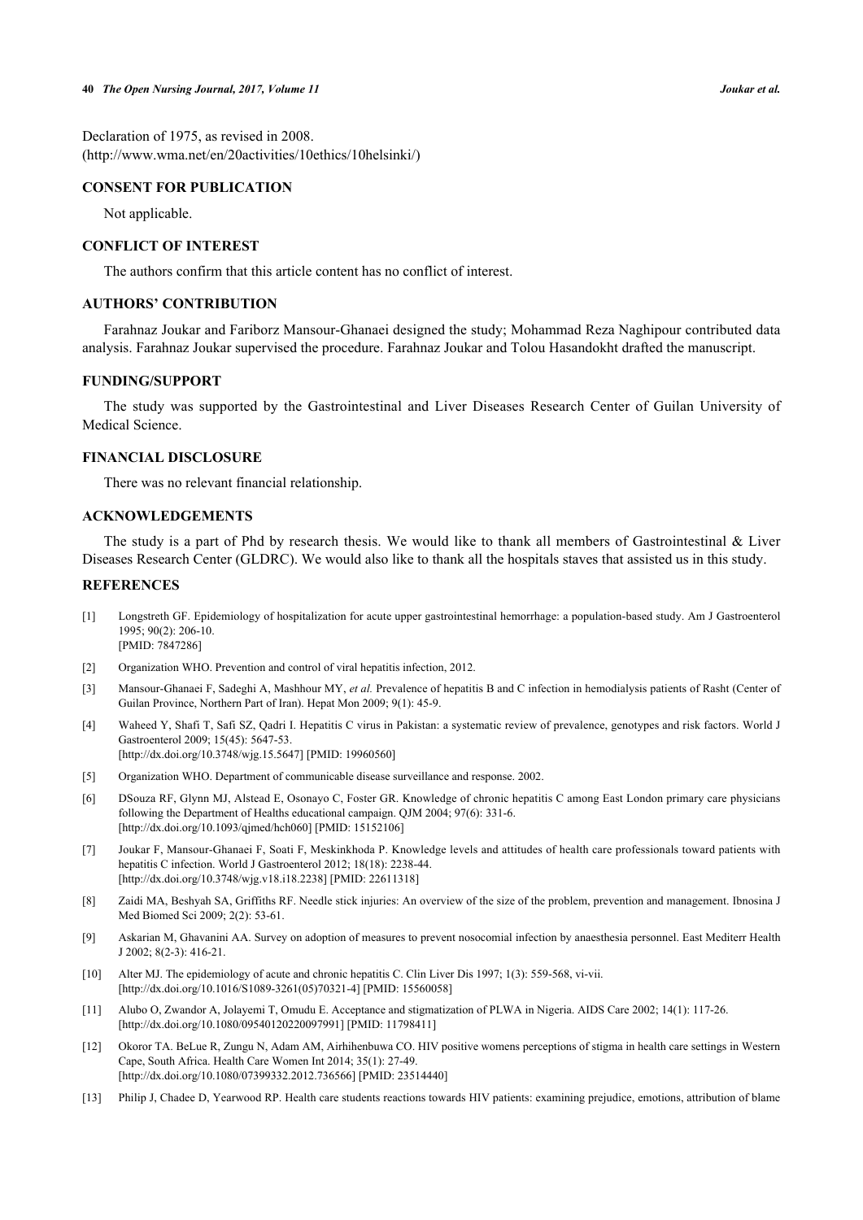Declaration of 1975, as revised in 2008. (http://www.wma.net/en/20activities/10ethics/10helsinki/)

## CONSENT FOR PUBLICATION

Not applicable.

## CONFLICT OF INTEREST

The authors confirm that this article content has no conflict of interest.

## AUTHORS' CONTRIBUTION

Farahnaz Joukar and Fariborz Mansour-Ghanaei designed the study; Mohammad Reza Naghipour contributed data analysis. Farahnaz Joukar supervised the procedure. Farahnaz Joukar and Tolou Hasandokht drafted the manuscript.

## FUNDING/SUPPORT

The study was supported by the Gastrointestinal and Liver Diseases Research Center of Guilan University of Medical Science.

## FINANCIAL DISCLOSURE

There was no relevant financial relationship.

## ACKNOWLEDGEMENTS

The study is a part of Phd by research thesis. We would like to thank all members of Gastrointestinal & Liver Diseases Research Center (GLDRC). We would also like to thank all the hospitals staves that assisted us in this study.

## REFERENCES

[1] Longstreth GF. Epidemiology of hospitalization for acute upper gastrointestinal hemorrhage: a population-based study. Am J Gastroenterol 1995; 90(2): 206-10.
[PMID: 7847286]

[2] Organization WHO. Prevention and control of viral hepatitis infection, 2012.

[3] Mansour-Ghanaei F, Sadeghi A, Mashhour MY, *et al.* Prevalence of hepatitis B and C infection in hemodialysis patients of Rasht (Center of Guilan Province, Northern Part of Iran). Hepat Mon 2009; 9(1): 45-9.

[4] Waheed Y, Shafi T, Safi SZ, Qadri I. Hepatitis C virus in Pakistan: a systematic review of prevalence, genotypes and risk factors. World J Gastroenterol 2009; 15(45): 5647-53.
[http://dx.doi.org/10.3748/wjg.15.5647] [PMID: 19960560]

[5] Organization WHO. Department of communicable disease surveillance and response. 2002.

[6] DSouza RF, Glynn MJ, Alstead E, Osonayo C, Foster GR. Knowledge of chronic hepatitis C among East London primary care physicians following the Department of Healths educational campaign. QJM 2004; 97(6): 331-6.
[http://dx.doi.org/10.1093/qjmed/hch060] [PMID: 15152106]

[7] Joukar F, Mansour-Ghanaei F, Soati F, Meskinkhoda P. Knowledge levels and attitudes of health care professionals toward patients with hepatitis C infection. World J Gastroenterol 2012; 18(18): 2238-44.
[http://dx.doi.org/10.3748/wjg.v18.i18.2238] [PMID: 22611318]

[8] Zaidi MA, Beshyah SA, Griffiths RF. Needle stick injuries: An overview of the size of the problem, prevention and management. Ibnosina J Med Biomed Sci 2009; 2(2): 53-61.

[9] Askarian M, Ghavanini AA. Survey on adoption of measures to prevent nosocomial infection by anaesthesia personnel. East Mediterr Health J 2002; 8(2-3): 416-21.

[10] Alter MJ. The epidemiology of acute and chronic hepatitis C. Clin Liver Dis 1997; 1(3): 559-568, vi-vii.
[http://dx.doi.org/10.1016/S1089-3261(05)70321-4] [PMID: 15560058]

[11] Alubo O, Zwandor A, Jolayemi T, Omudu E. Acceptance and stigmatization of PLWA in Nigeria. AIDS Care 2002; 14(1): 117-26.
[http://dx.doi.org/10.1080/09540120220097991] [PMID: 11798411]

[12] Okoror TA. BeLue R, Zungu N, Adam AM, Airhihenbuwa CO. HIV positive womens perceptions of stigma in health care settings in Western Cape, South Africa. Health Care Women Int 2014; 35(1): 27-49.
[http://dx.doi.org/10.1080/07399332.2012.736566] [PMID: 23514440]

[13] Philip J, Chadee D, Yearwood RP. Health care students reactions towards HIV patients: examining prejudice, emotions, attribution of blame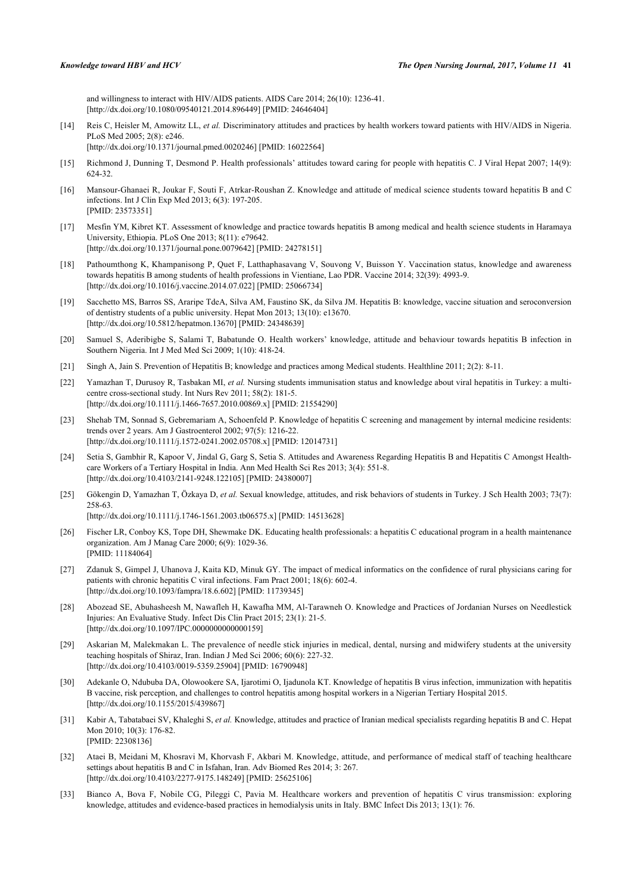and willingness to interact with HIV/AIDS patients. AIDS Care 2014; 26(10): 1236-41.
[http://dx.doi.org/10.1080/09540121.2014.896449] [PMID: 24646404]

[14] Reis C, Heisler M, Amowitz LL, *et al.* Discriminatory attitudes and practices by health workers toward patients with HIV/AIDS in Nigeria. PLoS Med 2005; 2(8): e246.
[http://dx.doi.org/10.1371/journal.pmed.0020246] [PMID: 16022564]

[15] Richmond J, Dunning T, Desmond P. Health professionals' attitudes toward caring for people with hepatitis C. J Viral Hepat 2007; 14(9): 624-32.

[16] Mansour-Ghanaei R, Joukar F, Souti F, Atrkar-Roushan Z. Knowledge and attitude of medical science students toward hepatitis B and C infections. Int J Clin Exp Med 2013; 6(3): 197-205.
[PMID: 23573351]

[17] Mesfin YM, Kibret KT. Assessment of knowledge and practice towards hepatitis B among medical and health science students in Haramaya University, Ethiopia. PLoS One 2013; 8(11): e79642.
[http://dx.doi.org/10.1371/journal.pone.0079642] [PMID: 24278151]

[18] Pathoumthong K, Khampanisong P, Quet F, Latthaphasavang V, Souvong V, Buisson Y. Vaccination status, knowledge and awareness towards hepatitis B among students of health professions in Vientiane, Lao PDR. Vaccine 2014; 32(39): 4993-9.
[http://dx.doi.org/10.1016/j.vaccine.2014.07.022] [PMID: 25066734]

[19] Sacchetto MS, Barros SS, Araripe TdeA, Silva AM, Faustino SK, da Silva JM. Hepatitis B: knowledge, vaccine situation and seroconversion of dentistry students of a public university. Hepat Mon 2013; 13(10): e13670.
[http://dx.doi.org/10.5812/hepatmon.13670] [PMID: 24348639]

[20] Samuel S, Aderibigbe S, Salami T, Babatunde O. Health workers' knowledge, attitude and behaviour towards hepatitis B infection in Southern Nigeria. Int J Med Med Sci 2009; 1(10): 418-24.

[21] Singh A, Jain S. Prevention of Hepatitis B; knowledge and practices among Medical students. Healthline 2011; 2(2): 8-11.

[22] Yamazhan T, Durusoy R, Tasbakan MI, *et al.* Nursing students immunisation status and knowledge about viral hepatitis in Turkey: a multi-centre cross-sectional study. Int Nurs Rev 2011; 58(2): 181-5.
[http://dx.doi.org/10.1111/j.1466-7657.2010.00869.x] [PMID: 21554290]

[23] Shehab TM, Sonnad S, Gebremariam A, Schoenfeld P. Knowledge of hepatitis C screening and management by internal medicine residents: trends over 2 years. Am J Gastroenterol 2002; 97(5): 1216-22.
[http://dx.doi.org/10.1111/j.1572-0241.2002.05708.x] [PMID: 12014731]

[24] Setia S, Gambhir R, Kapoor V, Jindal G, Garg S, Setia S. Attitudes and Awareness Regarding Hepatitis B and Hepatitis C Amongst Health-care Workers of a Tertiary Hospital in India. Ann Med Health Sci Res 2013; 3(4): 551-8.
[http://dx.doi.org/10.4103/2141-9248.122105] [PMID: 24380007]

[25] Gökengin D, Yamazhan T, Özkaya D, *et al.* Sexual knowledge, attitudes, and risk behaviors of students in Turkey. J Sch Health 2003; 73(7): 258-63.
[http://dx.doi.org/10.1111/j.1746-1561.2003.tb06575.x] [PMID: 14513628]

[26] Fischer LR, Conboy KS, Tope DH, Shewmake DK. Educating health professionals: a hepatitis C educational program in a health maintenance organization. Am J Manag Care 2000; 6(9): 1029-36.
[PMID: 11184064]

[27] Zdanuk S, Gimpel J, Uhanova J, Kaita KD, Minuk GY. The impact of medical informatics on the confidence of rural physicians caring for patients with chronic hepatitis C viral infections. Fam Pract 2001; 18(6): 602-4.
[http://dx.doi.org/10.1093/fampra/18.6.602] [PMID: 11739345]

[28] Abozead SE, Abuhasheesh M, Nawafleh H, Kawafha MM, Al-Tarawneh O. Knowledge and Practices of Jordanian Nurses on Needlestick Injuries: An Evaluative Study. Infect Dis Clin Pract 2015; 23(1): 21-5.
[http://dx.doi.org/10.1097/IPC.0000000000000159]

[29] Askarian M, Malekmakan L. The prevalence of needle stick injuries in medical, dental, nursing and midwifery students at the university teaching hospitals of Shiraz, Iran. Indian J Med Sci 2006; 60(6): 227-32.
[http://dx.doi.org/10.4103/0019-5359.25904] [PMID: 16790948]

[30] Adekanle O, Ndububa DA, Olowookere SA, Ijarotimi O, Ijadunola KT. Knowledge of hepatitis B virus infection, immunization with hepatitis B vaccine, risk perception, and challenges to control hepatitis among hospital workers in a Nigerian Tertiary Hospital 2015.
[http://dx.doi.org/10.1155/2015/439867]

[31] Kabir A, Tabatabaei SV, Khaleghi S, *et al.* Knowledge, attitudes and practice of Iranian medical specialists regarding hepatitis B and C. Hepat Mon 2010; 10(3): 176-82.
[PMID: 22308136]

[32] Ataei B, Meidani M, Khosravi M, Khorvash F, Akbari M. Knowledge, attitude, and performance of medical staff of teaching healthcare settings about hepatitis B and C in Isfahan, Iran. Adv Biomed Res 2014; 3: 267.
[http://dx.doi.org/10.4103/2277-9175.148249] [PMID: 25625106]

[33] Bianco A, Bova F, Nobile CG, Pileggi C, Pavia M. Healthcare workers and prevention of hepatitis C virus transmission: exploring knowledge, attitudes and evidence-based practices in hemodialysis units in Italy. BMC Infect Dis 2013; 13(1): 76.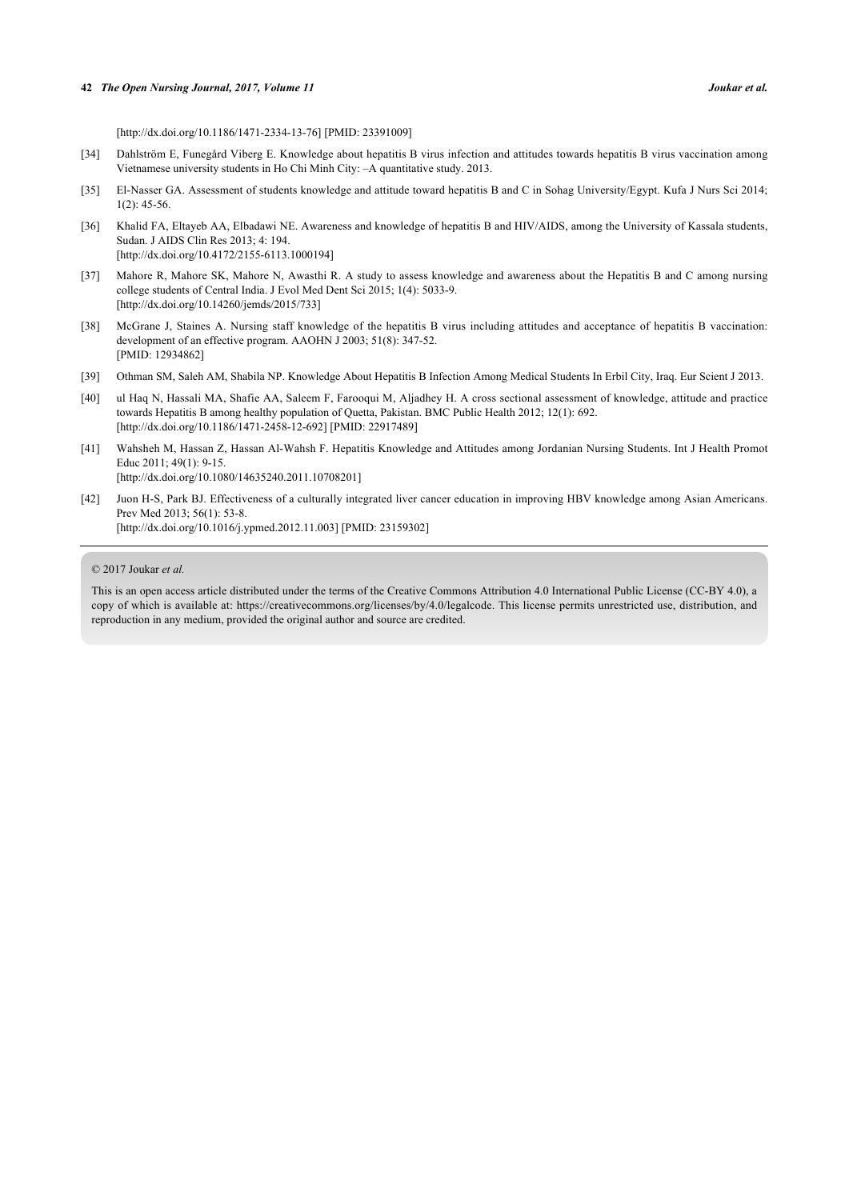[http://dx.doi.org/10.1186/1471-2334-13-76] [PMID: 23391009]

[34] Dahlström E, Funegård Viberg E. Knowledge about hepatitis B virus infection and attitudes towards hepatitis B virus vaccination among Vietnamese university students in Ho Chi Minh City: –A quantitative study. 2013.

[35] El-Nasser GA. Assessment of students knowledge and attitude toward hepatitis B and C in Sohag University/Egypt. Kufa J Nurs Sci 2014; 1(2): 45-56.

[36] Khalid FA, Eltayeb AA, Elbadawi NE. Awareness and knowledge of hepatitis B and HIV/AIDS, among the University of Kassala students, Sudan. J AIDS Clin Res 2013; 4: 194.
[http://dx.doi.org/10.4172/2155-6113.1000194]

[37] Mahore R, Mahore SK, Mahore N, Awasthi R. A study to assess knowledge and awareness about the Hepatitis B and C among nursing college students of Central India. J Evol Med Dent Sci 2015; 1(4): 5033-9.
[http://dx.doi.org/10.14260/jemds/2015/733]

[38] McGrane J, Staines A. Nursing staff knowledge of the hepatitis B virus including attitudes and acceptance of hepatitis B vaccination: development of an effective program. AAOHN J 2003; 51(8): 347-52.
[PMID: 12934862]

[39] Othman SM, Saleh AM, Shabila NP. Knowledge About Hepatitis B Infection Among Medical Students In Erbil City, Iraq. Eur Scient J 2013.

[40] ul Haq N, Hassali MA, Shafie AA, Saleem F, Farooqui M, Aljadhey H. A cross sectional assessment of knowledge, attitude and practice towards Hepatitis B among healthy population of Quetta, Pakistan. BMC Public Health 2012; 12(1): 692.
[http://dx.doi.org/10.1186/1471-2458-12-692] [PMID: 22917489]

[41] Wahsheh M, Hassan Z, Hassan Al-Wahsh F. Hepatitis Knowledge and Attitudes among Jordanian Nursing Students. Int J Health Promot Educ 2011; 49(1): 9-15.
[http://dx.doi.org/10.1080/14635240.2011.10708201]

[42] Juon H-S, Park BJ. Effectiveness of a culturally integrated liver cancer education in improving HBV knowledge among Asian Americans. Prev Med 2013; 56(1): 53-8.
[http://dx.doi.org/10.1016/j.ypmed.2012.11.003] [PMID: 23159302]

---

© 2017 Joukar *et al.*

This is an open access article distributed under the terms of the Creative Commons Attribution 4.0 International Public License (CC-BY 4.0), a copy of which is available at: https://creativecommons.org/licenses/by/4.0/legalcode. This license permits unrestricted use, distribution, and reproduction in any medium, provided the original author and source are credited.